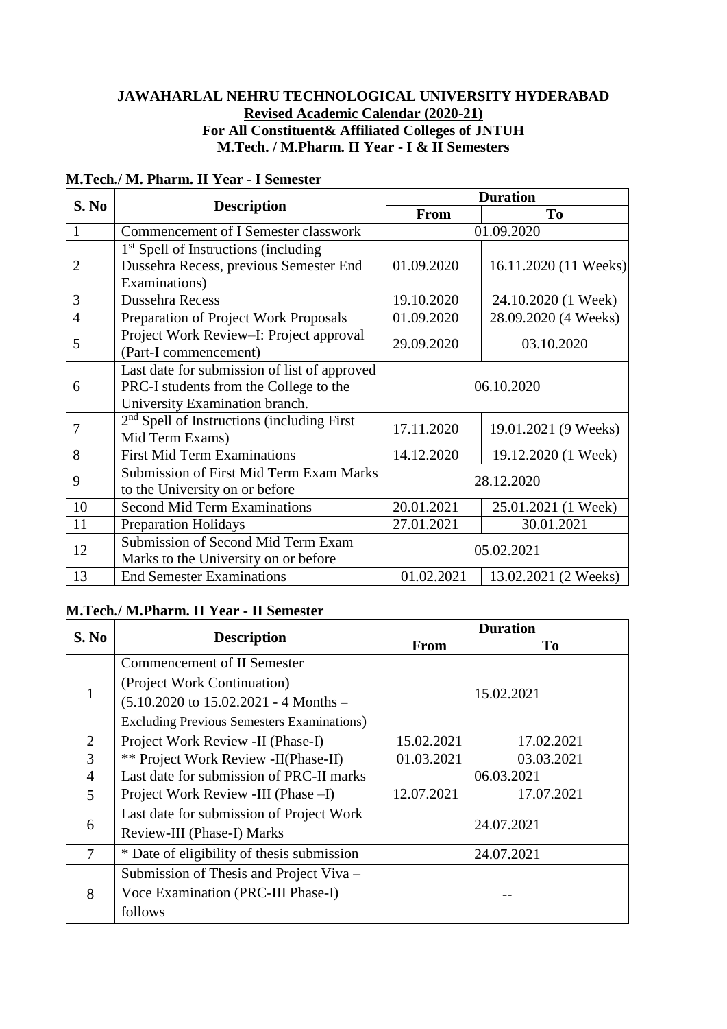**JAWAHARLAL NEHRU TECHNOLOGICAL UNIVERSITY HYDERABAD**

**Revised Academic Calendar (2020-21)**

**For All Constituent& Affiliated Colleges of JNTUH**

**M.Tech. / M.Pharm. II Year - I & II Semesters**

### M.Tech./ M. Pharm. II Year - I Semester

| S. No | Description | Duration | |
|---|---|---|---|
| | | **From** | **To** |
| 1 | Commencement of I Semester classwork | 01.09.2020 | |
| 2 | 1st Spell of Instructions (including Dussehra Recess, previous Semester End Examinations) | 01.09.2020 | 16.11.2020 (11 Weeks) |
| 3 | Dussehra Recess | 19.10.2020 | 24.10.2020 (1 Week) |
| 4 | Preparation of Project Work Proposals | 01.09.2020 | 28.09.2020 (4 Weeks) |
| 5 | Project Work Review–I: Project approval (Part-I commencement) | 29.09.2020 | 03.10.2020 |
| 6 | Last date for submission of list of approved PRC-I students from the College to the University Examination branch. | 06.10.2020 | |
| 7 | 2nd Spell of Instructions (including First Mid Term Exams) | 17.11.2020 | 19.01.2021 (9 Weeks) |
| 8 | First Mid Term Examinations | 14.12.2020 | 19.12.2020 (1 Week) |
| 9 | Submission of First Mid Term Exam Marks to the University on or before | 28.12.2020 | |
| 10 | Second Mid Term Examinations | 20.01.2021 | 25.01.2021 (1 Week) |
| 11 | Preparation Holidays | 27.01.2021 | 30.01.2021 |
| 12 | Submission of Second Mid Term Exam Marks to the University on or before | 05.02.2021 | |
| 13 | End Semester Examinations | 01.02.2021 | 13.02.2021 (2 Weeks) |

### M.Tech./ M.Pharm. II Year - II Semester

| S. No | Description | Duration | |
|---|---|---|---|
| | | **From** | **To** |
| 1 | Commencement of II Semester (Project Work Continuation) (5.10.2020 to 15.02.2021 - 4 Months – Excluding Previous Semesters Examinations) | 15.02.2021 | |
| 2 | Project Work Review -II (Phase-I) | 15.02.2021 | 17.02.2021 |
| 3 | ** Project Work Review -II(Phase-II) | 01.03.2021 | 03.03.2021 |
| 4 | Last date for submission of PRC-II marks | 06.03.2021 | |
| 5 | Project Work Review -III (Phase –I) | 12.07.2021 | 17.07.2021 |
| 6 | Last date for submission of Project Work Review-III (Phase-I) Marks | 24.07.2021 | |
| 7 | * Date of eligibility of thesis submission | 24.07.2021 | |
| 8 | Submission of Thesis and Project Viva – Voce Examination (PRC-III Phase-I) follows | -- | |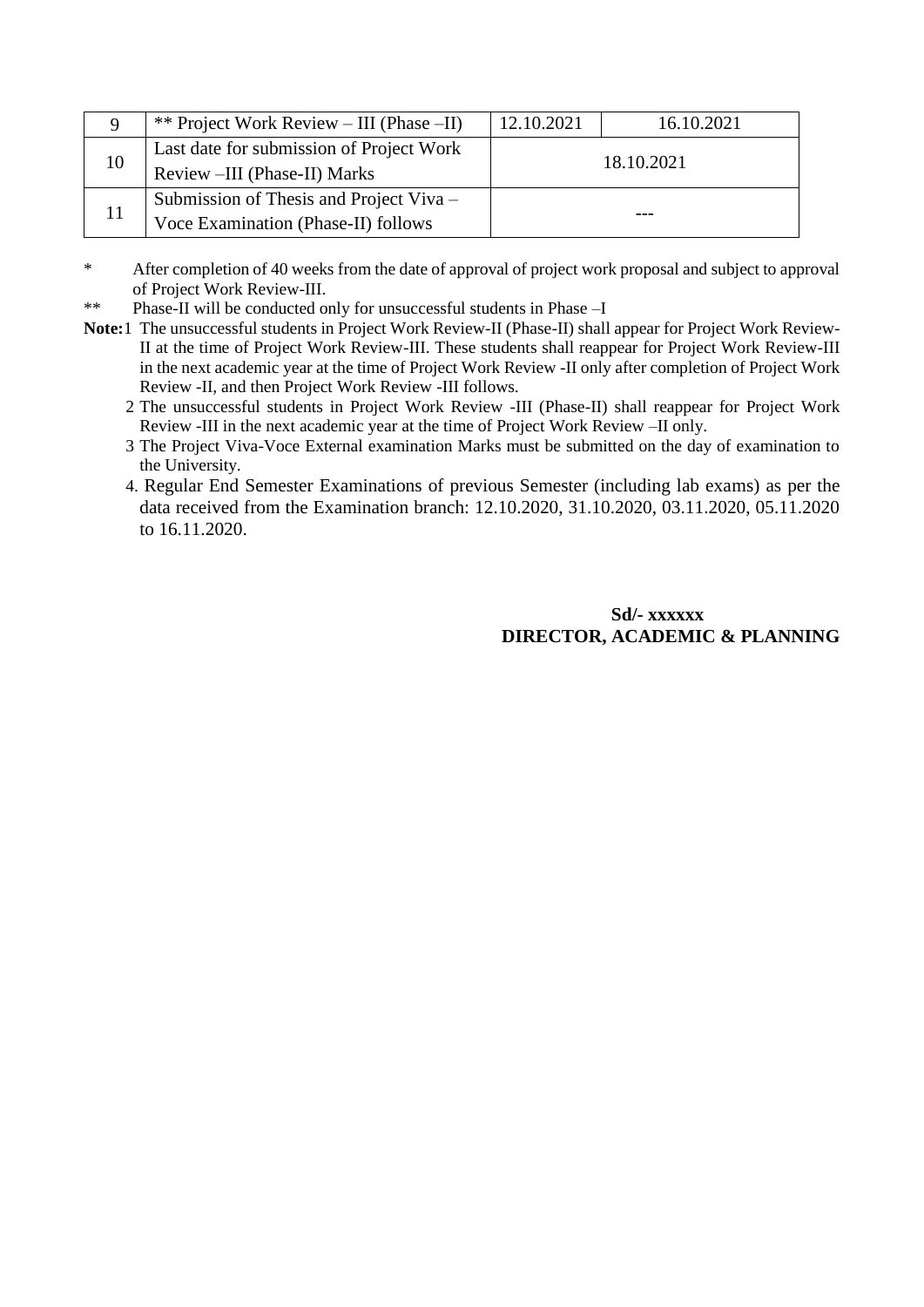| | | | |
|---|---|---|---|
| 9 | ** Project Work Review – III (Phase –II) | 12.10.2021 | 16.10.2021 |
| 10 | Last date for submission of Project Work Review –III (Phase-II) Marks | 18.10.2021 | |
| 11 | Submission of Thesis and Project Viva – Voce Examination (Phase-II) follows | --- | |

\* After completion of 40 weeks from the date of approval of project work proposal and subject to approval of Project Work Review-III.

** Phase-II will be conducted only for unsuccessful students in Phase –I

**Note:**

1. The unsuccessful students in Project Work Review-II (Phase-II) shall appear for Project Work Review-II at the time of Project Work Review-III. These students shall reappear for Project Work Review-III in the next academic year at the time of Project Work Review -II only after completion of Project Work Review -II, and then Project Work Review -III follows.
2. The unsuccessful students in Project Work Review -III (Phase-II) shall reappear for Project Work Review -III in the next academic year at the time of Project Work Review –II only.
3. The Project Viva-Voce External examination Marks must be submitted on the day of examination to the University.
4. Regular End Semester Examinations of previous Semester (including lab exams) as per the data received from the Examination branch: 12.10.2020, 31.10.2020, 03.11.2020, 05.11.2020 to 16.11.2020.

**Sd/- xxxxxx**
**DIRECTOR, ACADEMIC & PLANNING**